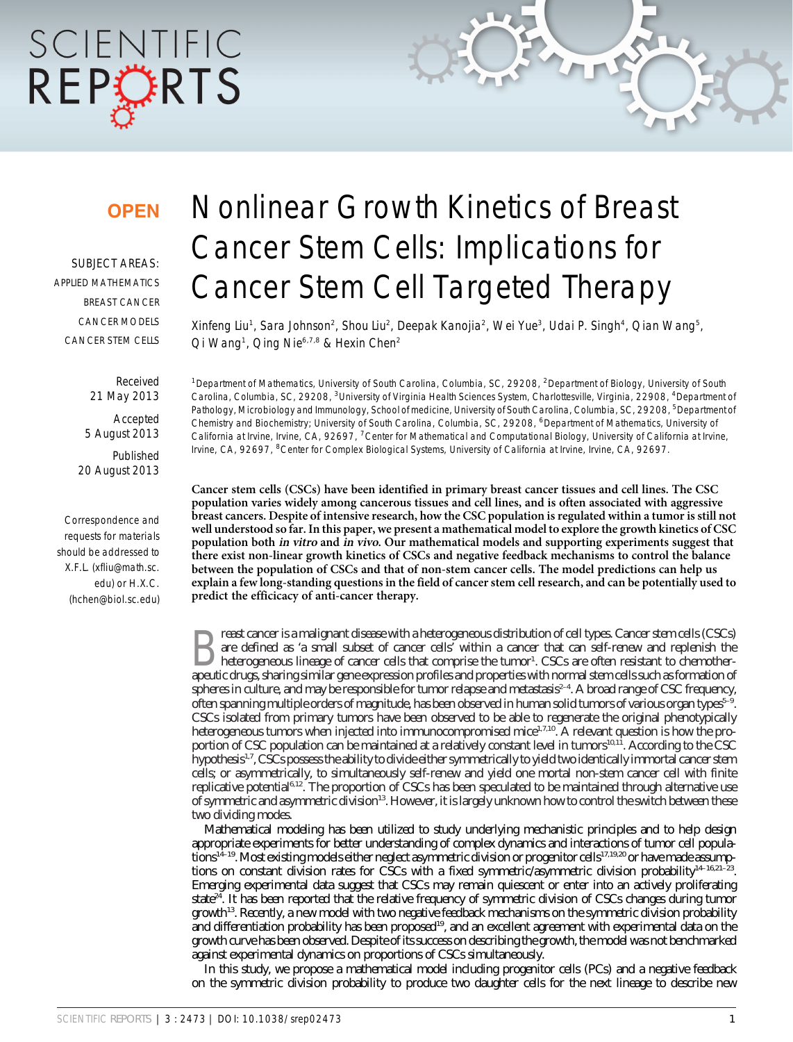OPEN

SUBJECT AREAS:
APPLIED MATHEMATICS
BREAST CANCER
CANCER MODELS
CANCER STEM CELLS

Received
21 May 2013

Accepted
5 August 2013

Published
20 August 2013

Correspondence and requests for materials should be addressed to X.F.L. (xfliu@math.sc.edu) or H.X.C. (hchen@biol.sc.edu)

# Nonlinear Growth Kinetics of Breast Cancer Stem Cells: Implications for Cancer Stem Cell Targeted Therapy

Xinfeng Liu[1], Sara Johnson[2], Shou Liu[2], Deepak Kanojia[2], Wei Yue[3], Udai P. Singh[4], Qian Wang[5], Qi Wang[1], Qing Nie[6,7,8] & Hexin Chen[2]

[1]Department of Mathematics, University of South Carolina, Columbia, SC, 29208, [2]Department of Biology, University of South Carolina, Columbia, SC, 29208, [3]University of Virginia Health Sciences System, Charlottesville, Virginia, 22908, [4]Department of Pathology, Microbiology and Immunology, School of medicine, University of South Carolina, Columbia, SC, 29208, [5]Department of Chemistry and Biochemistry; University of South Carolina, Columbia, SC, 29208, [6]Department of Mathematics, University of California at Irvine, Irvine, CA, 92697, [7]Center for Mathematical and Computational Biology, University of California at Irvine, Irvine, CA, 92697, [8]Center for Complex Biological Systems, University of California at Irvine, Irvine, CA, 92697.

**Cancer stem cells (CSCs) have been identified in primary breast cancer tissues and cell lines. The CSC population varies widely among cancerous tissues and cell lines, and is often associated with aggressive breast cancers. Despite of intensive research, how the CSC population is regulated within a tumor is still not well understood so far. In this paper, we present a mathematical model to explore the growth kinetics of CSC population both *in vitro* and *in vivo*. Our mathematical models and supporting experiments suggest that there exist non-linear growth kinetics of CSCs and negative feedback mechanisms to control the balance between the population of CSCs and that of non-stem cancer cells. The model predictions can help us explain a few long-standing questions in the field of cancer stem cell research, and can be potentially used to predict the efficicacy of anti-cancer therapy.**

Breast cancer is a malignant disease with a heterogeneous distribution of cell types. Cancer stem cells (CSCs) are defined as 'a small subset of cancer cells' within a cancer that can self-renew and replenish the heterogeneous lineage of cancer cells that comprise the tumor[1]. CSCs are often resistant to chemotherapeutic drugs, sharing similar gene expression profiles and properties with normal stem cells such as formation of spheres in culture, and may be responsible for tumor relapse and metastasis[2–4]. A broad range of CSC frequency, often spanning multiple orders of magnitude, has been observed in human solid tumors of various organ types[5–9]. CSCs isolated from primary tumors have been observed to be able to regenerate the original phenotypically heterogeneous tumors when injected into immunocompromised mice[1,7,10]. A relevant question is how the proportion of CSC population can be maintained at a relatively constant level in tumors[10,11]. According to the CSC hypothesis[1,7], CSCs possess the ability to divide either symmetrically to yield two identically immortal cancer stem cells; or asymmetrically, to simultaneously self-renew and yield one mortal non-stem cancer cell with finite replicative potential[6,12]. The proportion of CSCs has been speculated to be maintained through alternative use of symmetric and asymmetric division[13]. However, it is largely unknown how to control the switch between these two dividing modes.

Mathematical modeling has been utilized to study underlying mechanistic principles and to help design appropriate experiments for better understanding of complex dynamics and interactions of tumor cell populations[14–19]. Most existing models either neglect asymmetric division or progenitor cells[17,19,20] or have made assumptions on constant division rates for CSCs with a fixed symmetric/asymmetric division probability[14–16,21–23]. Emerging experimental data suggest that CSCs may remain quiescent or enter into an actively proliferating state[24]. It has been reported that the relative frequency of symmetric division of CSCs changes during tumor growth[13]. Recently, a new model with two negative feedback mechanisms on the symmetric division probability and differentiation probability has been proposed[19], and an excellent agreement with experimental data on the growth curve has been observed. Despite of its success on describing the growth, the model was not benchmarked against experimental dynamics on proportions of CSCs simultaneously.

In this study, we propose a mathematical model including progenitor cells (PCs) and a negative feedback on the symmetric division probability to produce two daughter cells for the next lineage to describe new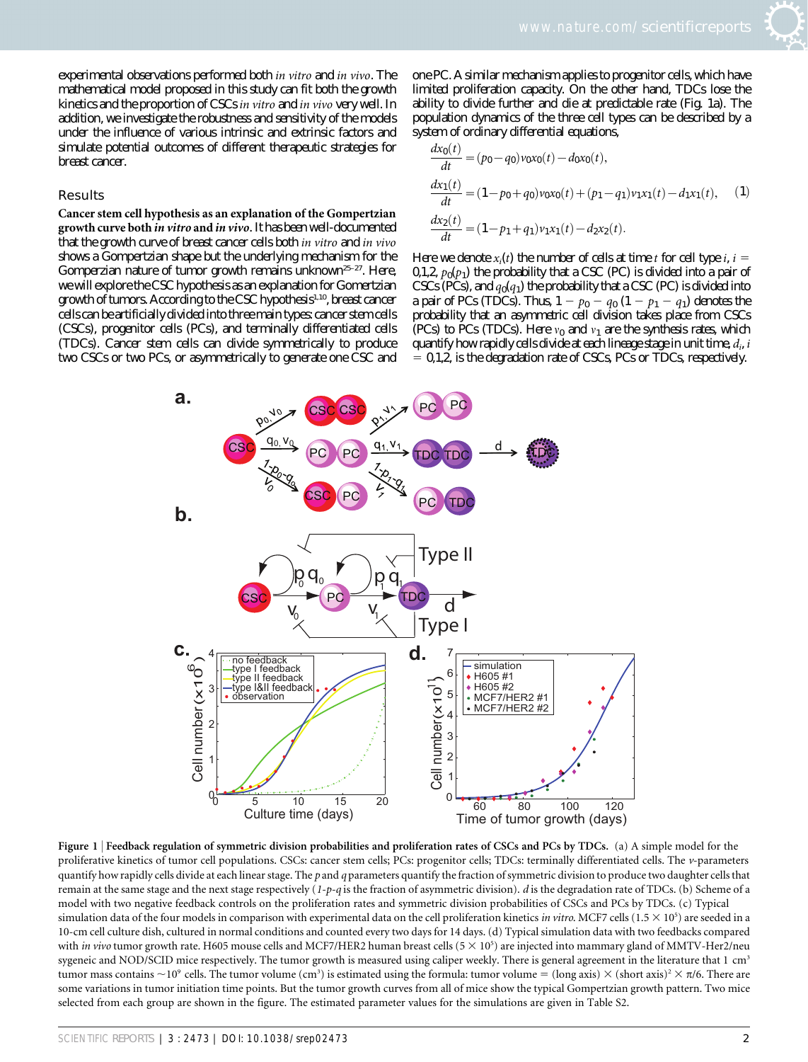experimental observations performed both *in vitro* and *in vivo*. The mathematical model proposed in this study can fit both the growth kinetics and the proportion of CSCs *in vitro* and *in vivo* very well. In addition, we investigate the robustness and sensitivity of the models under the influence of various intrinsic and extrinsic factors and simulate potential outcomes of different therapeutic strategies for breast cancer.

## Results

**Cancer stem cell hypothesis as an explanation of the Gompertzian growth curve both *in vitro* and *in vivo*.** It has been well-documented that the growth curve of breast cancer cells both *in vitro* and *in vivo* shows a Gompertzian shape but the underlying mechanism for the Gomperzian nature of tumor growth remains unknown[25–27]. Here, we will explore the CSC hypothesis as an explanation for Gomertzian growth of tumors. According to the CSC hypothesis[1,10], breast cancer cells can be artificially divided into three main types: cancer stem cells (CSCs), progenitor cells (PCs), and terminally differentiated cells (TDCs). Cancer stem cells can divide symmetrically to produce two CSCs or two PCs, or asymmetrically to generate one CSC and one PC. A similar mechanism applies to progenitor cells, which have limited proliferation capacity. On the other hand, TDCs lose the ability to divide further and die at predictable rate (Fig. 1a). The population dynamics of the three cell types can be described by a system of ordinary differential equations,

$$
\begin{aligned}
\frac{dx_0(t)}{dt} &= (p_0 - q_0)v_0x_0(t) - d_0x_0(t),\\
\frac{dx_1(t)}{dt} &= (1 - p_0 + q_0)v_0x_0(t) + (p_1 - q_1)v_1x_1(t) - d_1x_1(t),\\
\frac{dx_2(t)}{dt} &= (1 - p_1 + q_1)v_1x_1(t) - d_2x_2(t).
\end{aligned}
\tag{1}
$$

Here we denote $x_i(t)$ the number of cells at time $t$ for cell type $i$, $i = 0,1,2$, $p_0(p_1)$ the probability that a CSC (PC) is divided into a pair of CSCs (PCs), and $q_0(q_1)$ the probability that a CSC (PC) is divided into a pair of PCs (TDCs). Thus, $1 - p_0 - q_0$ $(1 - p_1 - q_1)$ denotes the probability that an asymmetric cell division takes place from CSCs (PCs) to PCs (TDCs). Here $v_0$ and $v_1$ are the synthesis rates, which quantify how rapidly cells divide at each lineage stage in unit time, $d_i$, $i = 0,1,2$, is the degradation rate of CSCs, PCs or TDCs, respectively.

**Figure 1** | **Feedback regulation of symmetric division probabilities and proliferation rates of CSCs and PCs by TDCs.** (a) A simple model for the proliferative kinetics of tumor cell populations. CSCs: cancer stem cells; PCs: progenitor cells; TDCs: terminally differentiated cells. The *v*-parameters quantify how rapidly cells divide at each linear stage. The *p* and *q* parameters quantify the fraction of symmetric division to produce two daughter cells that remain at the same stage and the next stage respectively (*1-p-q* is the fraction of asymmetric division). *d* is the degradation rate of TDCs. (b) Scheme of a model with two negative feedback controls on the proliferation rates and symmetric division probabilities of CSCs and PCs by TDCs. (c) Typical simulation data of the four models in comparison with experimental data on the cell proliferation kinetics *in vitro*. MCF7 cells ($1.5 \times 10^5$) are seeded in a 10-cm cell culture dish, cultured in normal conditions and counted every two days for 14 days. (d) Typical simulation data with two feedbacks compared with *in vivo* tumor growth rate. H605 mouse cells and MCF7/HER2 human breast cells ($5 \times 10^5$) are injected into mammary gland of MMTV-Her2/neu sygeneic and NOD/SCID mice respectively. The tumor growth is measured using caliper weekly. There is general agreement in the literature that 1 $cm^3$ tumor mass contains $\sim 10^9$ cells. The tumor volume ($cm^3$) is estimated using the formula: tumor volume = (long axis) $\times$ (short axis)$^2$ $\times$ $\pi$/6. There are some variations in tumor initiation time points. But the tumor growth curves from all of mice show the typical Gompertzian growth pattern. Two mice selected from each group are shown in the figure. The estimated parameter values for the simulations are given in Table S2.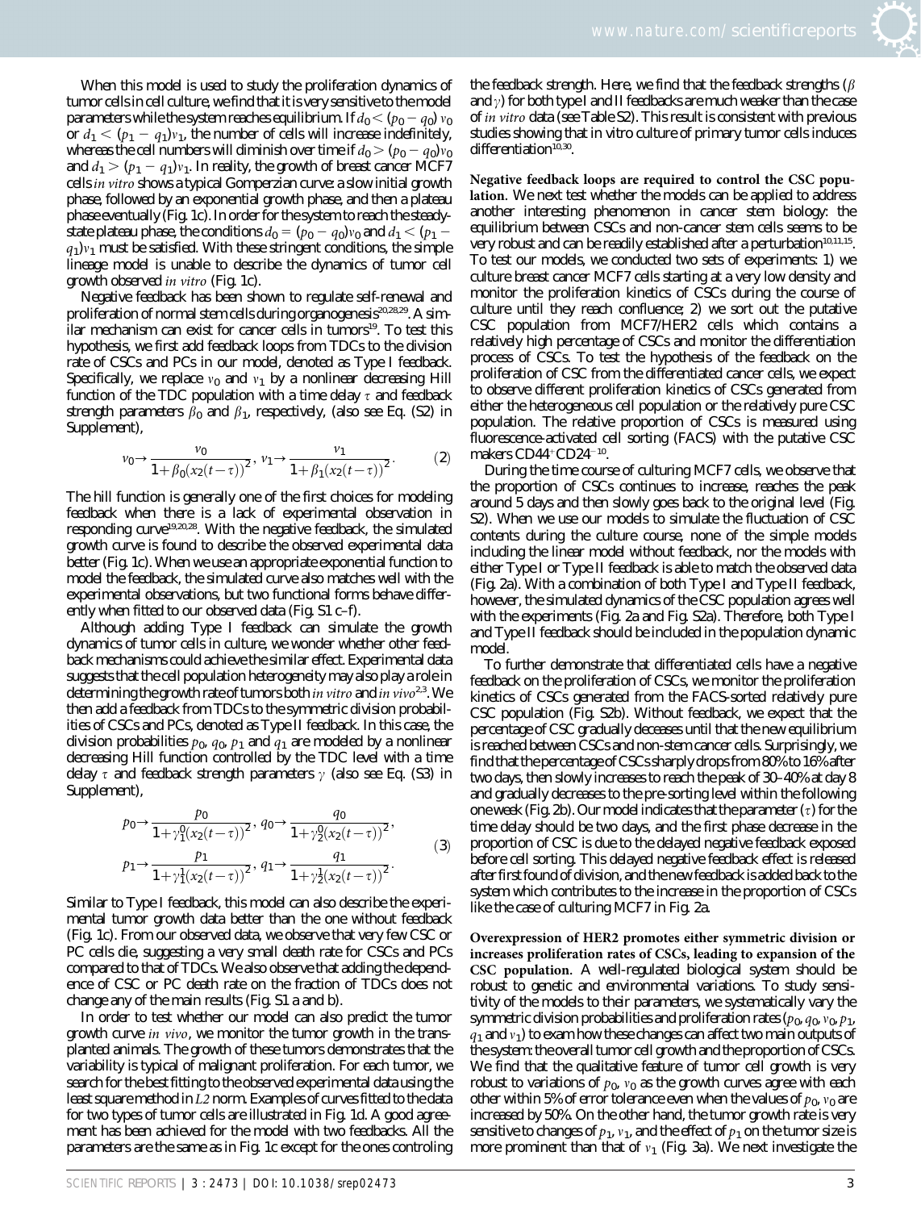When this model is used to study the proliferation dynamics of tumor cells in cell culture, we find that it is very sensitive to the model parameters while the system reaches equilibrium. If $d_0 < (p_0 - q_0)\,v_0$ or $d_1 < (p_1 - q_1)v_1$, the number of cells will increase indefinitely, whereas the cell numbers will diminish over time if $d_0 > (p_0 - q_0)v_0$ and $d_1 > (p_1 - q_1)v_1$. In reality, the growth of breast cancer MCF7 cells *in vitro* shows a typical Gomperzian curve: a slow initial growth phase, followed by an exponential growth phase, and then a plateau phase eventually (Fig. 1c). In order for the system to reach the steady-state plateau phase, the conditions $d_0 = (p_0 - q_0)v_0$ and $d_1 < (p_1 - q_1)v_1$ must be satisfied. With these stringent conditions, the simple lineage model is unable to describe the dynamics of tumor cell growth observed *in vitro* (Fig. 1c).

Negative feedback has been shown to regulate self-renewal and proliferation of normal stem cells during organogenesis[20,28,29]. A similar mechanism can exist for cancer cells in tumors[19]. To test this hypothesis, we first add feedback loops from TDCs to the division rate of CSCs and PCs in our model, denoted as Type I feedback. Specifically, we replace $v_0$ and $v_1$ by a nonlinear decreasing Hill function of the TDC population with a time delay $\tau$ and feedback strength parameters $\beta_0$ and $\beta_1$, respectively, (also see Eq. (S2) in Supplement),

$$v_0 \rightarrow \frac{v_0}{1+\beta_0(x_2(t-\tau))^2},\; v_1 \rightarrow \frac{v_1}{1+\beta_1(x_2(t-\tau))^2}. \qquad (2)$$

The hill function is generally one of the first choices for modeling feedback when there is a lack of experimental observation in responding curve[19,20,28]. With the negative feedback, the simulated growth curve is found to describe the observed experimental data better (Fig. 1c). When we use an appropriate exponential function to model the feedback, the simulated curve also matches well with the experimental observations, but two functional forms behave differently when fitted to our observed data (Fig. S1 c–f).

Although adding Type I feedback can simulate the growth dynamics of tumor cells in culture, we wonder whether other feedback mechanisms could achieve the similar effect. Experimental data suggests that the cell population heterogeneity may also play a role in determining the growth rate of tumors both *in vitro* and *in vivo*[2,3]. We then add a feedback from TDCs to the symmetric division probabilities of CSCs and PCs, denoted as Type II feedback. In this case, the division probabilities $p_0$, $q_0$, $p_1$ and $q_1$ are modeled by a nonlinear decreasing Hill function controlled by the TDC level with a time delay $\tau$ and feedback strength parameters $\gamma$ (also see Eq. (S3) in Supplement),

$$\begin{aligned} p_0 &\rightarrow \frac{p_0}{1+\gamma_1^0(x_2(t-\tau))^2},\; q_0 \rightarrow \frac{q_0}{1+\gamma_2^0(x_2(t-\tau))^2}, \\ p_1 &\rightarrow \frac{p_1}{1+\gamma_1^1(x_2(t-\tau))^2},\; q_1 \rightarrow \frac{q_1}{1+\gamma_2^1(x_2(t-\tau))^2}. \end{aligned} \qquad (3)$$

Similar to Type I feedback, this model can also describe the experimental tumor growth data better than the one without feedback (Fig. 1c). From our observed data, we observe that very few CSC or PC cells die, suggesting a very small death rate for CSCs and PCs compared to that of TDCs. We also observe that adding the dependence of CSC or PC death rate on the fraction of TDCs does not change any of the main results (Fig. S1 a and b).

In order to test whether our model can also predict the tumor growth curve *in vivo*, we monitor the tumor growth in the transplanted animals. The growth of these tumors demonstrates that the variability is typical of malignant proliferation. For each tumor, we search for the best fitting to the observed experimental data using the least square method in *L2* norm. Examples of curves fitted to the data for two types of tumor cells are illustrated in Fig. 1d. A good agreement has been achieved for the model with two feedbacks. All the parameters are the same as in Fig. 1c except for the ones controling the feedback strength. Here, we find that the feedback strengths ($\beta$ and $\gamma$) for both type I and II feedbacks are much weaker than the case of *in vitro* data (see Table S2). This result is consistent with previous studies showing that in vitro culture of primary tumor cells induces differentiation[10,30].

**Negative feedback loops are required to control the CSC population.** We next test whether the models can be applied to address another interesting phenomenon in cancer stem cell biology: the equilibrium between CSCs and non-cancer stem cells seems to be very robust and can be readily established after a perturbation[10,11,15]. To test our models, we conducted two sets of experiments: 1) we culture breast cancer MCF7 cells starting at a very low density and monitor the proliferation kinetics of CSCs during the course of culture until they reach confluence; 2) we sort out the putative CSC population from MCF7/HER2 cells which contains a relatively high percentage of CSCs and monitor the differentiation process of CSCs. To test the hypothesis of the feedback on the proliferation of CSC from the differentiated cancer cells, we expect to observe different proliferation kinetics of CSCs generated from either the heterogeneous cell population or the relatively pure CSC population. The relative proportion of CSCs is measured using fluorescence-activated cell sorting (FACS) with the putative CSC makers $CD44^+CD24^-$ [10].

During the time course of culturing MCF7 cells, we observe that the proportion of CSCs continues to increase, reaches the peak around 5 days and then slowly goes back to the original level (Fig. S2). When we use our models to simulate the fluctuation of CSC contents during the culture course, none of the simple models including the linear model without feedback, nor the models with either Type I or Type II feedback is able to match the observed data (Fig. 2a). With a combination of both Type I and Type II feedback, however, the simulated dynamics of the CSC population agrees well with the experiments (Fig. 2a and Fig. S2a). Therefore, both Type I and Type II feedback should be included in the population dynamic model.

To further demonstrate that differentiated cells have a negative feedback on the proliferation of CSCs, we monitor the proliferation kinetics of CSCs generated from the FACS-sorted relatively pure CSC population (Fig. S2b). Without feedback, we expect that the percentage of CSC gradually deceases until that the new equilibrium is reached between CSCs and non-stem cancer cells. Surprisingly, we find that the percentage of CSCs sharply drops from 80% to 16% after two days, then slowly increases to reach the peak of 30–40% at day 8 and gradually decreases to the pre-sorting level within the following one week (Fig. 2b). Our model indicates that the parameter ($\tau$) for the time delay should be two days, and the first phase decrease in the proportion of CSC is due to the delayed negative feedback exposed before cell sorting. This delayed negative feedback effect is released after first found of division, and the new feedback is added back to the system which contributes to the increase in the proportion of CSCs like the case of culturing MCF7 in Fig. 2a.

**Overexpression of HER2 promotes either symmetric division or increases proliferation rates of CSCs, leading to expansion of the CSC population.** A well-regulated biological system should be robust to genetic and environmental variations. To study sensitivity of the models to their parameters, we systematically vary the symmetric division probabilities and proliferation rates ($p_0$, $q_0$, $v_0$, $p_1$, $q_1$ and $v_1$) to exam how these changes can affect two main outputs of the system: the overall tumor cell growth and the proportion of CSCs. We find that the qualitative feature of tumor cell growth is very robust to variations of $p_0$, $v_0$ as the growth curves agree with each other within 5% of error tolerance even when the values of $p_0$, $v_0$ are increased by 50%. On the other hand, the tumor growth rate is very sensitive to changes of $p_1$, $v_1$, and the effect of $p_1$ on the tumor size is more prominent than that of $v_1$ (Fig. 3a). We next investigate the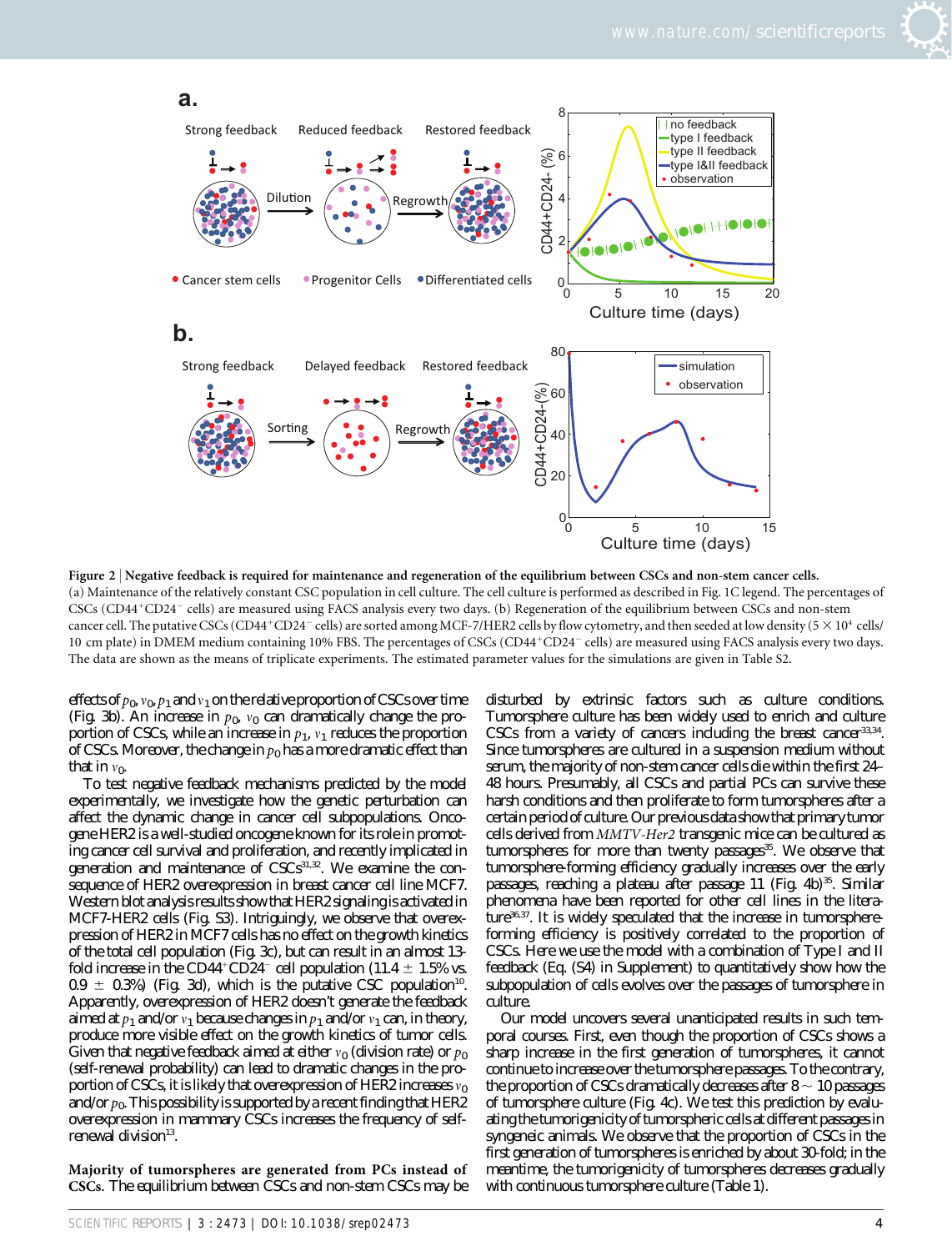**Figure 2 | Negative feedback is required for maintenance and regeneration of the equilibrium between CSCs and non-stem cancer cells.** (a) Maintenance of the relatively constant CSC population in cell culture. The cell culture is performed as described in Fig. 1C legend. The percentages of CSCs ($CD44^+CD24^-$ cells) are measured using FACS analysis every two days. (b) Regeneration of the equilibrium between CSCs and non-stem cancer cell. The putative CSCs ($CD44^+CD24^-$ cells) are sorted among MCF-7/HER2 cells by flow cytometry, and then seeded at low density ($5 \times 10^4$ cells/10 cm plate) in DMEM medium containing 10% FBS. The percentages of CSCs ($CD44^+CD24^-$ cells) are measured using FACS analysis every two days. The data are shown as the means of triplicate experiments. The estimated parameter values for the simulations are given in Table S2.

effects of $p_0$, $v_0$, $p_1$ and $v_1$ on the relative proportion of CSCs over time (Fig. 3b). An increase in $p_0$, $v_0$ can dramatically change the proportion of CSCs, while an increase in $p_1$, $v_1$ reduces the proportion of CSCs. Moreover, the change in $p_0$ has a more dramatic effect than that in $v_0$.

To test negative feedback mechanisms predicted by the model experimentally, we investigate how the genetic perturbation can affect the dynamic change in cancer cell subpopulations. Oncogene HER2 is a well-studied oncogene known for its role in promoting cancer cell survival and proliferation, and recently implicated in generation and maintenance of CSCs[31,32]. We examine the consequence of HER2 overexpression in breast cancer cell line MCF7. Western blot analysis results show that HER2 signaling is activated in MCF7-HER2 cells (Fig. S3). Intriguingly, we observe that overexpression of HER2 in MCF7 cells has no effect on the growth kinetics of the total cell population (Fig. 3c), but can result in an almost 13-fold increase in the $CD44^+CD24^-$ cell population ($11.4 \pm 1.5\%$ vs. $0.9 \pm 0.3\%$) (Fig. 3d), which is the putative CSC population[10]. Apparently, overexpression of HER2 doesn't generate the feedback aimed at $p_1$ and/or $v_1$ because changes in $p_1$ and/or $v_1$ can, in theory, produce more visible effect on the growth kinetics of tumor cells. Given that negative feedback aimed at either $v_0$ (division rate) or $p_0$ (self-renewal probability) can lead to dramatic changes in the proportion of CSCs, it is likely that overexpression of HER2 increases $v_0$ and/or $p_0$. This possibility is supported by a recent finding that HER2 overexpression in mammary CSCs increases the frequency of self-renewal division[13].

**Majority of tumorspheres are generated from PCs instead of CSCs.** The equilibrium between CSCs and non-stem CSCs may be disturbed by extrinsic factors such as culture conditions. Tumorsphere culture has been widely used to enrich and culture CSCs from a variety of cancers including the breast cancer[33,34]. Since tumorspheres are cultured in a suspension medium without serum, the majority of non-stem cancer cells die within the first 24–48 hours. Presumably, all CSCs and partial PCs can survive these harsh conditions and then proliferate to form tumorspheres after a certain period of culture. Our previous data show that primary tumor cells derived from *MMTV-Her2* transgenic mice can be cultured as tumorspheres for more than twenty passages[35]. We observe that tumorsphere-forming efficiency gradually increases over the early passages, reaching a plateau after passage 11 (Fig. 4b)[35]. Similar phenomena have been reported for other cell lines in the literature[36,37]. It is widely speculated that the increase in tumorsphere-forming efficiency is positively correlated to the proportion of CSCs. Here we use the model with a combination of Type I and II feedback (Eq. (S4) in Supplement) to quantitatively show how the subpopulation of cells evolves over the passages of tumorsphere in culture.

Our model uncovers several unanticipated results in such temporal courses. First, even though the proportion of CSCs shows a sharp increase in the first generation of tumorspheres, it cannot continue to increase over the tumorsphere passages. To the contrary, the proportion of CSCs dramatically decreases after 8 ~ 10 passages of tumorsphere culture (Fig. 4c). We test this prediction by evaluating the tumorigenicity of tumorspheric cells at different passages in syngeneic animals. We observe that the proportion of CSCs in the first generation of tumorspheres is enriched by about 30-fold; in the meantime, the tumorigenicity of tumorspheres decreases gradually with continuous tumorsphere culture (Table 1).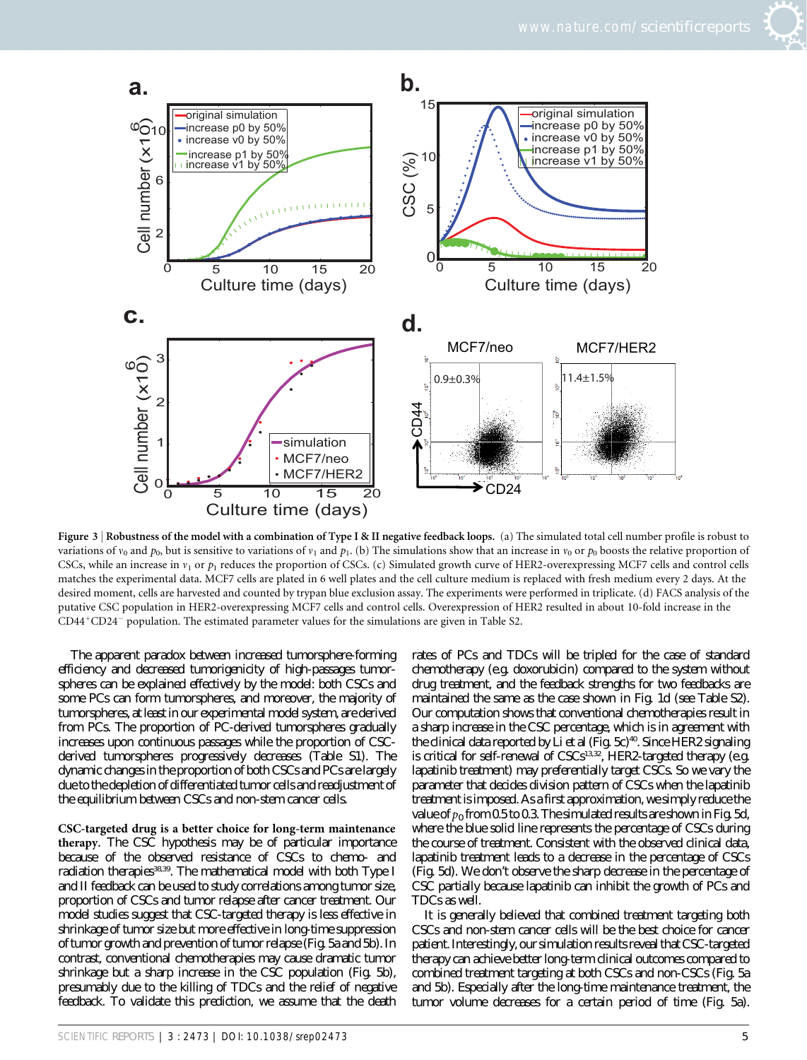**Figure 3 | Robustness of the model with a combination of Type I & II negative feedback loops.** (a) The simulated total cell number profile is robust to variations of $v_0$ and $p_0$, but is sensitive to variations of $v_1$ and $p_1$. (b) The simulations show that an increase in $v_0$ or $p_0$ boosts the relative proportion of CSCs, while an increase in $v_1$ or $p_1$ reduces the proportion of CSCs. (c) Simulated growth curve of HER2-overexpressing MCF7 cells and control cells matches the experimental data. MCF7 cells are plated in 6 well plates and the cell culture medium is replaced with fresh medium every 2 days. At the desired moment, cells are harvested and counted by trypan blue exclusion assay. The experiments were performed in triplicate. (d) FACS analysis of the putative CSC population in HER2-overexpressing MCF7 cells and control cells. Overexpression of HER2 resulted in about 10-fold increase in the $CD44^{+}CD24^{-}$ population. The estimated parameter values for the simulations are given in Table S2.

The apparent paradox between increased tumorsphere-forming efficiency and decreased tumorigenicity of high-passages tumorspheres can be explained effectively by the model: both CSCs and some PCs can form tumorspheres, and moreover, the majority of tumorspheres, at least in our experimental model system, are derived from PCs. The proportion of PC-derived tumorspheres gradually increases upon continuous passages while the proportion of CSC-derived tumorspheres progressively decreases (Table S1). The dynamic changes in the proportion of both CSCs and PCs are largely due to the depletion of differentiated tumor cells and readjustment of the equilibrium between CSCs and non-stem cancer cells.

**CSC-targeted drug is a better choice for long-term maintenance therapy.** The CSC hypothesis may be of particular importance because of the observed resistance of CSCs to chemo- and radiation therapies[38,39]. The mathematical model with both Type I and II feedback can be used to study correlations among tumor size, proportion of CSCs and tumor relapse after cancer treatment. Our model studies suggest that CSC-targeted therapy is less effective in shrinkage of tumor size but more effective in long-time suppression of tumor growth and prevention of tumor relapse (Fig. 5a and 5b). In contrast, conventional chemotherapies may cause dramatic tumor shrinkage but a sharp increase in the CSC population (Fig. 5b), presumably due to the killing of TDCs and the relief of negative feedback. To validate this prediction, we assume that the death rates of PCs and TDCs will be tripled for the case of standard chemotherapy (e.g. doxorubicin) compared to the system without drug treatment, and the feedback strengths for two feedbacks are maintained the same as the case shown in Fig. 1d (see Table S2). Our computation shows that conventional chemotherapies result in a sharp increase in the CSC percentage, which is in agreement with the clinical data reported by Li et al (Fig. 5c)[40]. Since HER2 signaling is critical for self-renewal of CSCs[13,32], HER2-targeted therapy (e.g. lapatinib treatment) may preferentially target CSCs. So we vary the parameter that decides division pattern of CSCs when the lapatinib treatment is imposed. As a first approximation, we simply reduce the value of $p_0$ from 0.5 to 0.3. The simulated results are shown in Fig. 5d, where the blue solid line represents the percentage of CSCs during the course of treatment. Consistent with the observed clinical data, lapatinib treatment leads to a decrease in the percentage of CSCs (Fig. 5d). We don't observe the sharp decrease in the percentage of CSC partially because lapatinib can inhibit the growth of PCs and TDCs as well.

It is generally believed that combined treatment targeting both CSCs and non-stem cancer cells will be the best choice for cancer patient. Interestingly, our simulation results reveal that CSC-targeted therapy can achieve better long-term clinical outcomes compared to combined treatment targeting at both CSCs and non-CSCs (Fig. 5a and 5b). Especially after the long-time maintenance treatment, the tumor volume decreases for a certain period of time (Fig. 5a).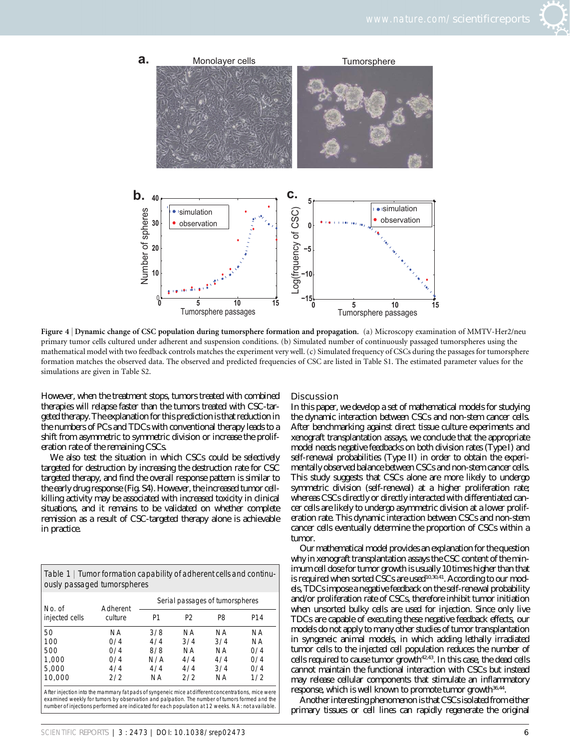**Figure 4 | Dynamic change of CSC population during tumorsphere formation and propagation.** (a) Microscopy examination of MMTV-Her2/neu primary tumor cells cultured under adherent and suspension conditions. (b) Simulated number of continuously passaged tumorspheres using the mathematical model with two feedback controls matches the experiment very well. (c) Simulated frequency of CSCs during the passages for tumorsphere formation matches the observed data. The observed and predicted frequencies of CSC are listed in Table S1. The estimated parameter values for the simulations are given in Table S2.

However, when the treatment stops, tumors treated with combined therapies will relapse faster than the tumors treated with CSC-targeted therapy. The explanation for this prediction is that reduction in the numbers of PCs and TDCs with conventional therapy leads to a shift from asymmetric to symmetric division or increase the proliferation rate of the remaining CSCs.

We also test the situation in which CSCs could be selectively targeted for destruction by increasing the destruction rate for CSC targeted therapy, and find the overall response pattern is similar to the early drug response (Fig. S4). However, the increased tumor cell-killing activity may be associated with increased toxicity in clinical situations, and it remains to be validated on whether complete remission as a result of CSC-targeted therapy alone is achievable in practice.

Table 1 | Tumor formation capability of adherent cells and continuously passaged tumorspheres

| No. of injected cells | Adherent culture | Serial passages of tumorspheres | | | |
|---|---|---|---|---|---|
| | | P1 | P2 | P8 | P14 |
| 50 | NA | 3/8 | NA | NA | NA |
| 100 | 0/4 | 4/4 | 3/4 | 3/4 | NA |
| 500 | 0/4 | 8/8 | NA | NA | 0/4 |
| 1,000 | 0/4 | N/A | 4/4 | 4/4 | 0/4 |
| 5,000 | 4/4 | 4/4 | 4/4 | 3/4 | 0/4 |
| 10,000 | 2/2 | NA | 2/2 | NA | 1/2 |

After injection into the mammary fat pads of syngeneic mice at different concentrations, mice were examined weekly for tumors by observation and palpation. The number of tumors formed and the number of injections performed are indicated for each population at 12 weeks. NA: not available.

## Discussion

In this paper, we develop a set of mathematical models for studying the dynamic interaction between CSCs and non-stem cancer cells. After benchmarking against direct tissue culture experiments and xenograft transplantation assays, we conclude that the appropriate model needs negative feedbacks on both division rates (Type I) and self-renewal probabilities (Type II) in order to obtain the experimentally observed balance between CSCs and non-stem cancer cells. This study suggests that CSCs alone are more likely to undergo symmetric division (self-renewal) at a higher proliferation rate; whereas CSCs directly or directly interacted with differentiated cancer cells are likely to undergo asymmetric division at a lower proliferation rate. This dynamic interaction between CSCs and non-stem cancer cells eventually determine the proportion of CSCs within a tumor.

Our mathematical model provides an explanation for the question why in xenograft transplantation assays the CSC content of the minimum cell dose for tumor growth is usually 10 times higher than that is required when sorted CSCs are used[10,30,41]. According to our models, TDCs impose a negative feedback on the self-renewal probability and/or proliferation rate of CSCs, therefore inhibit tumor initiation when unsorted bulky cells are used for injection. Since only live TDCs are capable of executing these negative feedback effects, our models do not apply to many other studies of tumor transplantation in syngeneic animal models, in which adding lethally irradiated tumor cells to the injected cell population reduces the number of cells required to cause tumor growth[42,43]. In this case, the dead cells cannot maintain the functional interaction with CSCs but instead may release cellular components that stimulate an inflammatory response, which is well known to promote tumor growth[36,44].

Another interesting phenomenon is that CSCs isolated from either primary tissues or cell lines can rapidly regenerate the original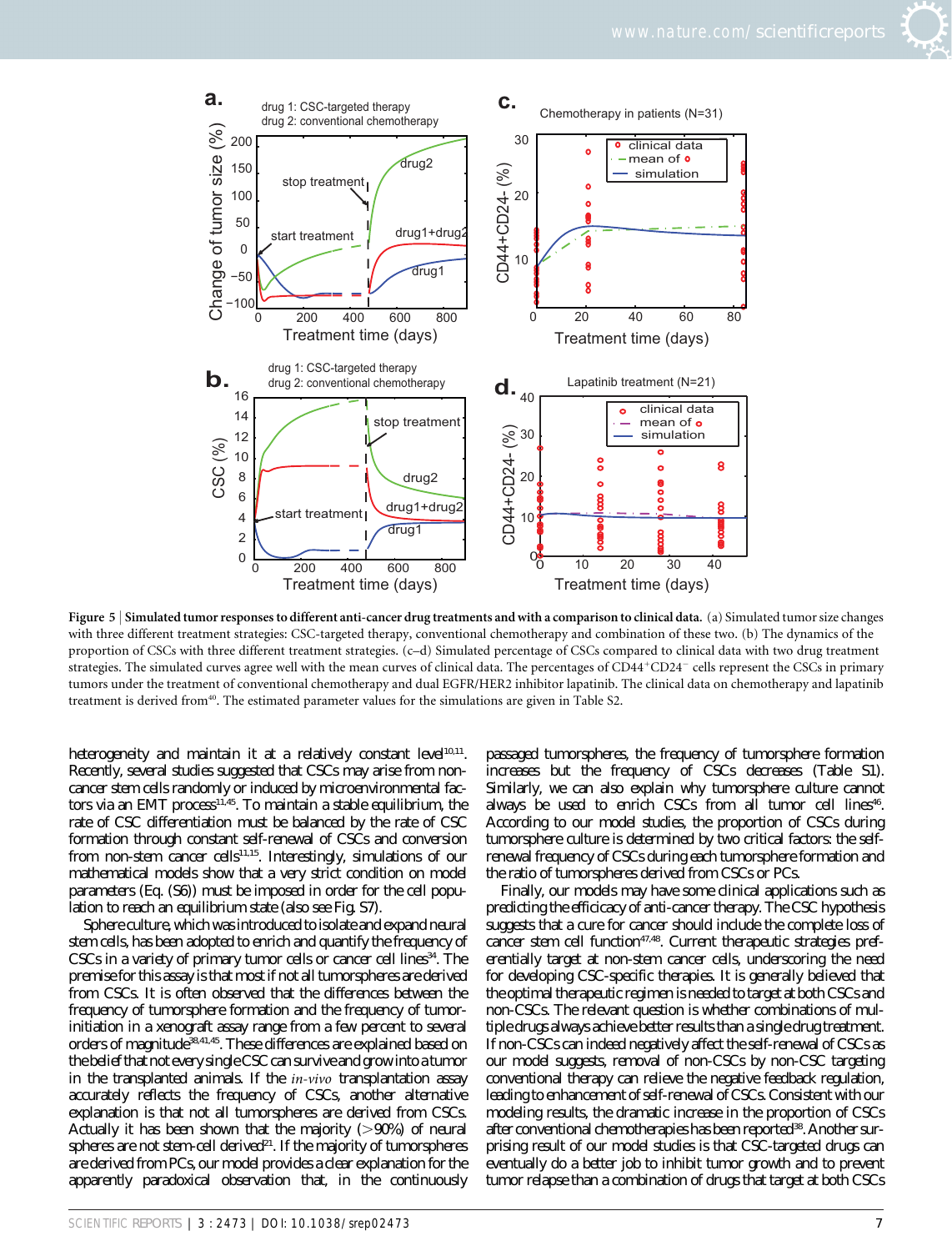**Figure 5** | **Simulated tumor responses to different anti-cancer drug treatments and with a comparison to clinical data.** (a) Simulated tumor size changes with three different treatment strategies: CSC-targeted therapy, conventional chemotherapy and combination of these two. (b) The dynamics of the proportion of CSCs with three different treatment strategies. (c–d) Simulated percentage of CSCs compared to clinical data with two drug treatment strategies. The simulated curves agree well with the mean curves of clinical data. The percentages of $CD44^{+}CD24^{-}$ cells represent the CSCs in primary tumors under the treatment of conventional chemotherapy and dual EGFR/HER2 inhibitor lapatinib. The clinical data on chemotherapy and lapatinib treatment is derived from[40]. The estimated parameter values for the simulations are given in Table S2.

heterogeneity and maintain it at a relatively constant level[10,11]. Recently, several studies suggested that CSCs may arise from non-cancer stem cells randomly or induced by microenvironmental factors via an EMT process[11,45]. To maintain a stable equilibrium, the rate of CSC differentiation must be balanced by the rate of CSC formation through constant self-renewal of CSCs and conversion from non-stem cancer cells[11,15]. Interestingly, simulations of our mathematical models show that a very strict condition on model parameters (Eq. (S6)) must be imposed in order for the cell population to reach an equilibrium state (also see Fig. S7).

Sphere culture, which was introduced to isolate and expand neural stem cells, has been adopted to enrich and quantify the frequency of CSCs in a variety of primary tumor cells or cancer cell lines[34]. The premise for this assay is that most if not all tumorspheres are derived from CSCs. It is often observed that the differences between the frequency of tumorsphere formation and the frequency of tumor-initiation in a xenograft assay range from a few percent to several orders of magnitude[38,41,45]. These differences are explained based on the belief that not every single CSC can survive and grow into a tumor in the transplanted animals. If the *in-vivo* transplantation assay accurately reflects the frequency of CSCs, another alternative explanation is that not all tumorspheres are derived from CSCs. Actually it has been shown that the majority (>90%) of neural spheres are not stem-cell derived[21]. If the majority of tumorspheres are derived from PCs, our model provides a clear explanation for the apparently paradoxical observation that, in the continuously passaged tumorspheres, the frequency of tumorsphere formation increases but the frequency of CSCs decreases (Table S1). Similarly, we can also explain why tumorsphere culture cannot always be used to enrich CSCs from all tumor cell lines[46]. According to our model studies, the proportion of CSCs during tumorsphere culture is determined by two critical factors: the self-renewal frequency of CSCs during each tumorsphere formation and the ratio of tumorspheres derived from CSCs or PCs.

Finally, our models may have some clinical applications such as predicting the efficacy of anti-cancer therapy. The CSC hypothesis suggests that a cure for cancer should include the complete loss of cancer stem cell function[47,48]. Current therapeutic strategies preferentially target at non-stem cancer cells, underscoring the need for developing CSC-specific therapies. It is generally believed that the optimal therapeutic regimen is needed to target at both CSCs and non-CSCs. The relevant question is whether combinations of multiple drugs always achieve better results than a single drug treatment. If non-CSCs can indeed negatively affect the self-renewal of CSCs as our model suggests, removal of non-CSCs by non-CSC targeting conventional therapy can relieve the negative feedback regulation, leading to enhancement of self-renewal of CSCs. Consistent with our modeling results, the dramatic increase in the proportion of CSCs after conventional chemotherapies has been reported[38]. Another surprising result of our model studies is that CSC-targeted drugs can eventually do a better job to inhibit tumor growth and to prevent tumor relapse than a combination of drugs that target at both CSCs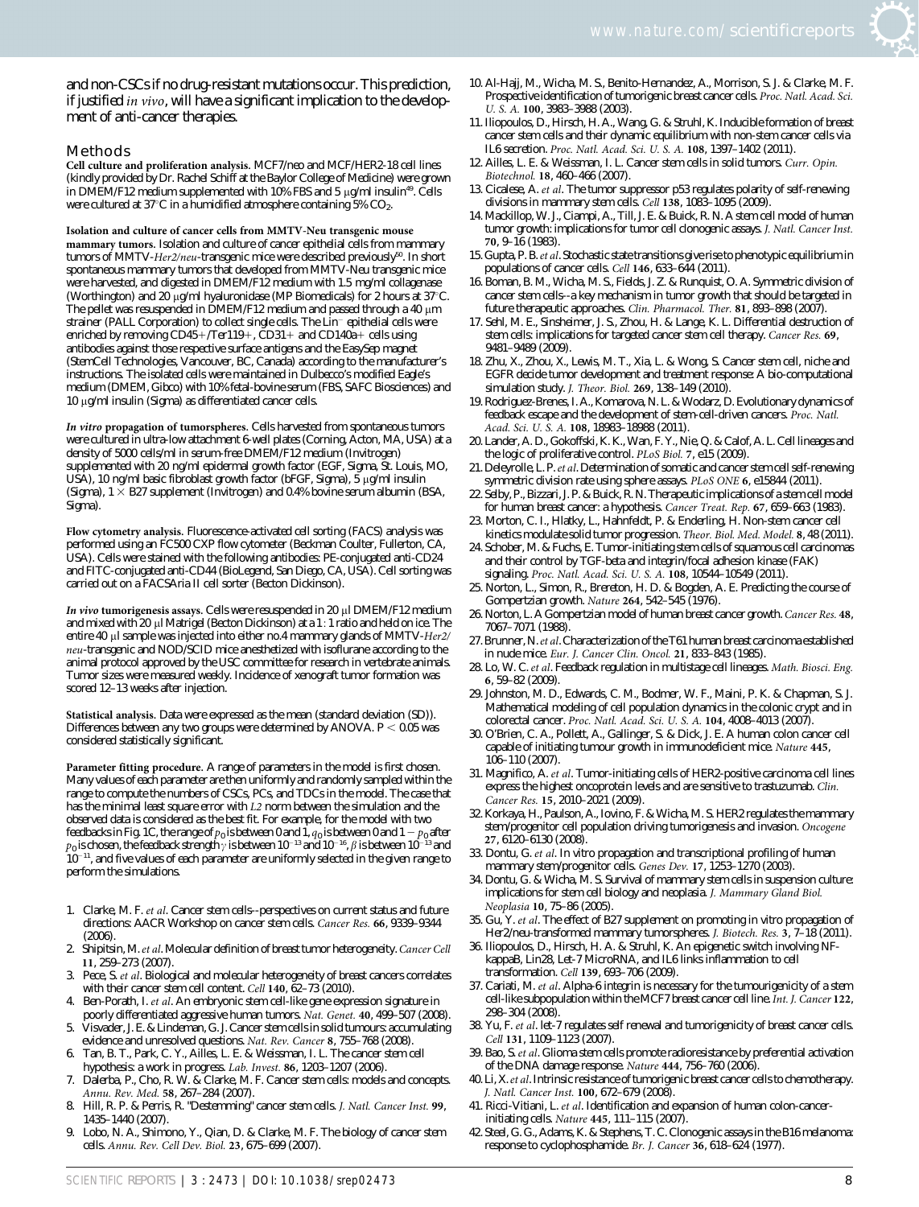and non-CSCs if no drug-resistant mutations occur. This prediction, if justified *in vivo*, will have a significant implication to the development of anti-cancer therapies.

## Methods

**Cell culture and proliferation analysis.** MCF7/neo and MCF/HER2-18 cell lines (kindly provided by Dr. Rachel Schiff at the Baylor College of Medicine) were grown in DMEM/F12 medium supplemented with 10% FBS and 5 μg/ml insulin[49]. Cells were cultured at 37°C in a humidified atmosphere containing 5% $CO_2$.

**Isolation and culture of cancer cells from MMTV-Neu transgenic mouse mammary tumors.** Isolation and culture of cancer epithelial cells from mammary tumors of MMTV-*Her2/neu*-transgenic mice were described previously[50]. In short spontaneous mammary tumors that developed from MMTV-Neu transgenic mice were harvested, and digested in DMEM/F12 medium with 1.5 mg/ml collagenase (Worthington) and 20 μg/ml hyaluronidase (MP Biomedicals) for 2 hours at 37°C. The pellet was resuspended in DMEM/F12 medium and passed through a 40 μm strainer (PALL Corporation) to collect single cells. The $Lin^-$ epithelial cells were enriched by removing CD45+/Ter119+, CD31+ and CD140a+ cells using antibodies against those respective surface antigens and the EasySep magnet (StemCell Technologies, Vancouver, BC, Canada) according to the manufacturer's instructions. The isolated cells were maintained in Dulbecco's modified Eagle's medium (DMEM, Gibco) with 10% fetal-bovine serum (FBS, SAFC Biosciences) and 10 μg/ml insulin (Sigma) as differentiated cancer cells.

***In vitro* propagation of tumorspheres.** Cells harvested from spontaneous tumors were cultured in ultra-low attachment 6-well plates (Corning, Acton, MA, USA) at a density of 5000 cells/ml in serum-free DMEM/F12 medium (Invitrogen) supplemented with 20 ng/ml epidermal growth factor (EGF, Sigma, St. Louis, MO, USA), 10 ng/ml basic fibroblast growth factor (bFGF, Sigma), 5 μg/ml insulin (Sigma), 1 × B27 supplement (Invitrogen) and 0.4% bovine serum albumin (BSA, Sigma).

**Flow cytometry analysis.** Fluorescence-activated cell sorting (FACS) analysis was performed using an FC500 CXP flow cytometer (Beckman Coulter, Fullerton, CA, USA). Cells were stained with the following antibodies: PE-conjugated anti-CD24 and FITC-conjugated anti-CD44 (BioLegend, San Diego, CA, USA). Cell sorting was carried out on a FACSAria II cell sorter (Becton Dickinson).

***In vivo* tumorigenesis assays.** Cells were resuspended in 20 μl DMEM/F12 medium and mixed with 20 μl Matrigel (Becton Dickinson) at a 1 : 1 ratio and held on ice. The entire 40 μl sample was injected into either no.4 mammary glands of MMTV-*Her2/neu*-transgenic and NOD/SCID mice anesthetized with isoflurane according to the animal protocol approved by the USC committee for research in vertebrate animals. Tumor sizes were measured weekly. Incidence of xenograft tumor formation was scored 12–13 weeks after injection.

**Statistical analysis.** Data were expressed as the mean (standard deviation (SD)). Differences between any two groups were determined by ANOVA. $P < 0.05$ was considered statistically significant.

**Parameter fitting procedure.** A range of parameters in the model is first chosen. Many values of each parameter are then uniformly and randomly sampled within the range to compute the numbers of CSCs, PCs, and TDCs in the model. The case that has the minimal least square error with $L2$ norm between the simulation and the observed data is considered as the best fit. For example, for the model with two feedbacks in Fig. 1C, the range of $p_0$ is between 0 and 1, $q_0$ is between 0 and $1 - p_0$ after $p_0$ is chosen, the feedback strength $\gamma$ is between $10^{-13}$ and $10^{-16}$, $\beta$ is between $10^{-13}$ and $10^{-11}$, and five values of each parameter are uniformly selected in the given range to perform the simulations.

1. Clarke, M. F. *et al*. Cancer stem cells--perspectives on current status and future directions: AACR Workshop on cancer stem cells. *Cancer Res.* **66**, 9339–9344 (2006).
2. Shipitsin, M. *et al*. Molecular definition of breast tumor heterogeneity. *Cancer Cell* **11**, 259–273 (2007).
3. Pece, S. *et al*. Biological and molecular heterogeneity of breast cancers correlates with their cancer stem cell content. *Cell* **140**, 62–73 (2010).
4. Ben-Porath, I. *et al*. An embryonic stem cell-like gene expression signature in poorly differentiated aggressive human tumors. *Nat. Genet.* **40**, 499–507 (2008).
5. Visvader, J. E. & Lindeman, G. J. Cancer stem cells in solid tumours: accumulating evidence and unresolved questions. *Nat. Rev. Cancer* **8**, 755–768 (2008).
6. Tan, B. T., Park, C. Y., Ailles, L. E. & Weissman, I. L. The cancer stem cell hypothesis: a work in progress. *Lab. Invest.* **86**, 1203–1207 (2006).
7. Dalerba, P., Cho, R. W. & Clarke, M. F. Cancer stem cells: models and concepts. *Annu. Rev. Med.* **58**, 267–284 (2007).
8. Hill, R. P. & Perris, R. "Destemming" cancer stem cells. *J. Natl. Cancer Inst.* **99**, 1435–1440 (2007).
9. Lobo, N. A., Shimono, Y., Qian, D. & Clarke, M. F. The biology of cancer stem cells. *Annu. Rev. Cell Dev. Biol.* **23**, 675–699 (2007).
10. Al-Hajj, M., Wicha, M. S., Benito-Hernandez, A., Morrison, S. J. & Clarke, M. F. Prospective identification of tumorigenic breast cancer cells. *Proc. Natl. Acad. Sci. U. S. A.* **100**, 3983–3988 (2003).
11. Iliopoulos, D., Hirsch, H. A., Wang, G. & Struhl, K. Inducible formation of breast cancer stem cells and their dynamic equilibrium with non-stem cancer cells via IL6 secretion. *Proc. Natl. Acad. Sci. U. S. A.* **108**, 1397–1402 (2011).
12. Ailles, L. E. & Weissman, I. L. Cancer stem cells in solid tumors. *Curr. Opin. Biotechnol.* **18**, 460–466 (2007).
13. Cicalese, A. *et al*. The tumor suppressor p53 regulates polarity of self-renewing divisions in mammary stem cells. *Cell* **138**, 1083–1095 (2009).
14. Mackillop, W. J., Ciampi, A., Till, J. E. & Buick, R. N. A stem cell model of human tumor growth: implications for tumor cell clonogenic assays. *J. Natl. Cancer Inst.* **70**, 9–16 (1983).
15. Gupta, P. B. *et al*. Stochastic state transitions give rise to phenotypic equilibrium in populations of cancer cells. *Cell* **146**, 633–644 (2011).
16. Boman, B. M., Wicha, M. S., Fields, J. Z. & Runquist, O. A. Symmetric division of cancer stem cells--a key mechanism in tumor growth that should be targeted in future therapeutic approaches. *Clin. Pharmacol. Ther.* **81**, 893–898 (2007).
17. Sehl, M. E., Sinsheimer, J. S., Zhou, H. & Lange, K. L. Differential destruction of stem cells: implications for targeted cancer stem cell therapy. *Cancer Res.* **69**, 9481–9489 (2009).
18. Zhu, X., Zhou, X., Lewis, M. T., Xia, L. & Wong, S. Cancer stem cell, niche and EGFR decide tumor development and treatment response: A bio-computational simulation study. *J. Theor. Biol.* **269**, 138–149 (2010).
19. Rodriguez-Brenes, I. A., Komarova, N. L. & Wodarz, D. Evolutionary dynamics of feedback escape and the development of stem-cell-driven cancers. *Proc. Natl. Acad. Sci. U. S. A.* **108**, 18983–18988 (2011).
20. Lander, A. D., Gokoffski, K. K., Wan, F. Y., Nie, Q. & Calof, A. L. Cell lineages and the logic of proliferative control. *PLoS Biol.* **7**, e15 (2009).
21. Deleyrolle, L. P. *et al*. Determination of somatic and cancer stem cell self-renewing symmetric division rate using sphere assays. *PLoS ONE* **6**, e15844 (2011).
22. Selby, P., Bizzari, J. P. & Buick, R. N. Therapeutic implications of a stem cell model for human breast cancer: a hypothesis. *Cancer Treat. Rep.* **67**, 659–663 (1983).
23. Morton, C. I., Hlatky, L., Hahnfeldt, P. & Enderling, H. Non-stem cancer cell kinetics modulate solid tumor progression. *Theor. Biol. Med. Model.* **8**, 48 (2011).
24. Schober, M. & Fuchs, E. Tumor-initiating stem cells of squamous cell carcinomas and their control by TGF-beta and integrin/focal adhesion kinase (FAK) signaling. *Proc. Natl. Acad. Sci. U. S. A.* **108**, 10544–10549 (2011).
25. Norton, L., Simon, R., Brereton, H. D. & Bogden, A. E. Predicting the course of Gompertzian growth. *Nature* **264**, 542–545 (1976).
26. Norton, L. A Gompertzian model of human breast cancer growth. *Cancer Res.* **48**, 7067–7071 (1988).
27. Brunner, N. *et al*. Characterization of the T61 human breast carcinoma established in nude mice. *Eur. J. Cancer Clin. Oncol.* **21**, 833–843 (1985).
28. Lo, W. C. *et al*. Feedback regulation in multistage cell lineages. *Math. Biosci. Eng.* **6**, 59–82 (2009).
29. Johnston, M. D., Edwards, C. M., Bodmer, W. F., Maini, P. K. & Chapman, S. J. Mathematical modeling of cell population dynamics in the colonic crypt and in colorectal cancer. *Proc. Natl. Acad. Sci. U. S. A.* **104**, 4008–4013 (2007).
30. O'Brien, C. A., Pollett, A., Gallinger, S. & Dick, J. E. A human colon cancer cell capable of initiating tumour growth in immunodeficient mice. *Nature* **445**, 106–110 (2007).
31. Magnifico, A. *et al*. Tumor-initiating cells of HER2-positive carcinoma cell lines express the highest oncoprotein levels and are sensitive to trastuzumab. *Clin. Cancer Res.* **15**, 2010–2021 (2009).
32. Korkaya, H., Paulson, A., Iovino, F. & Wicha, M. S. HER2 regulates the mammary stem/progenitor cell population driving tumorigenesis and invasion. *Oncogene* **27**, 6120–6130 (2008).
33. Dontu, G. *et al*. In vitro propagation and transcriptional profiling of human mammary stem/progenitor cells. *Genes Dev.* **17**, 1253–1270 (2003).
34. Dontu, G. & Wicha, M. S. Survival of mammary stem cells in suspension culture: implications for stem cell biology and neoplasia. *J. Mammary Gland Biol. Neoplasia* **10**, 75–86 (2005).
35. Gu, Y. *et al*. The effect of B27 supplement on promoting in vitro propagation of Her2/neu-transformed mammary tumorspheres. *J. Biotech. Res.* **3**, 7–18 (2011).
36. Iliopoulos, D., Hirsch, H. A. & Struhl, K. An epigenetic switch involving NF-kappaB, Lin28, Let-7 MicroRNA, and IL6 links inflammation to cell transformation. *Cell* **139**, 693–706 (2009).
37. Cariati, M. *et al*. Alpha-6 integrin is necessary for the tumourigenicity of a stem cell-like subpopulation within the MCF7 breast cancer cell line. *Int. J. Cancer* **122**, 298–304 (2008).
38. Yu, F. *et al*. let-7 regulates self renewal and tumorigenicity of breast cancer cells. *Cell* **131**, 1109–1123 (2007).
39. Bao, S. *et al*. Glioma stem cells promote radioresistance by preferential activation of the DNA damage response. *Nature* **444**, 756–760 (2006).
40. Li, X. *et al*. Intrinsic resistance of tumorigenic breast cancer cells to chemotherapy. *J. Natl. Cancer Inst.* **100**, 672–679 (2008).
41. Ricci-Vitiani, L. *et al*. Identification and expansion of human colon-cancer-initiating cells. *Nature* **445**, 111–115 (2007).
42. Steel, G. G., Adams, K. & Stephens, T. C. Clonogenic assays in the B16 melanoma: response to cyclophosphamide. *Br. J. Cancer* **36**, 618–624 (1977).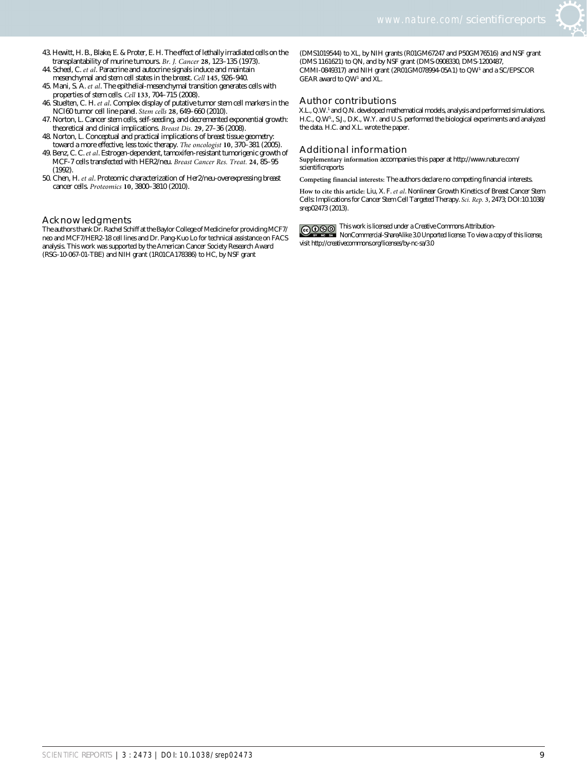43. Hewitt, H. B., Blake, E. & Proter, E. H. The effect of lethally irradiated cells on the transplantability of murine tumours. *Br. J. Cancer* **28**, 123–135 (1973).
44. Scheel, C. *et al*. Paracrine and autocrine signals induce and maintain mesenchymal and stem cell states in the breast. *Cell* **145**, 926–940.
45. Mani, S. A. *et al*. The epithelial-mesenchymal transition generates cells with properties of stem cells. *Cell* **133**, 704–715 (2008).
46. Stuelten, C. H. *et al*. Complex display of putative tumor stem cell markers in the NCI60 tumor cell line panel. *Stem cells* **28**, 649–660 (2010).
47. Norton, L. Cancer stem cells, self-seeding, and decremented exponential growth: theoretical and clinical implications. *Breast Dis.* **29**, 27–36 (2008).
48. Norton, L. Conceptual and practical implications of breast tissue geometry: toward a more effective, less toxic therapy. *The oncologist* **10**, 370–381 (2005).
49. Benz, C. C. *et al*. Estrogen-dependent, tamoxifen-resistant tumorigenic growth of MCF-7 cells transfected with HER2/neu. *Breast Cancer Res. Treat.* **24**, 85–95 (1992).
50. Chen, H. *et al*. Proteomic characterization of Her2/neu-overexpressing breast cancer cells. *Proteomics* **10**, 3800–3810 (2010).

## Acknowledgments

The authors thank Dr. Rachel Schiff at the Baylor College of Medicine for providing MCF7/neo and MCF7/HER2-18 cell lines and Dr. Pang-Kuo Lo for technical assistance on FACS analysis. This work was supported by the American Cancer Society Research Award (RSG-10-067-01-TBE) and NIH grant (1R01CA178386) to HC, by NSF grant (DMS1019544) to XL, by NIH grants (R01GM67247 and P50GM76516) and NSF grant (DMS 1161621) to QN, and by NSF grant (DMS-0908330, DMS-1200487, CMMI-0849317) and NIH grant (2R01GM078994-05A1) to QW[1] and a SC/EPSCOR GEAR award to QW[1] and XL.

## Author contributions

X.L., Q.W.[1] and Q.N. developed mathematical models, analysis and performed simulations. H.C., Q.W[5]., S.J., D.K., W.Y. and U.S. performed the biological experiments and analyzed the data. H.C. and X.L. wrote the paper.

## Additional information

**Supplementary information** accompanies this paper at http://www.nature.com/scientificreports

**Competing financial interests:** The authors declare no competing financial interests.

**How to cite this article:** Liu, X. F. *et al*. Nonlinear Growth Kinetics of Breast Cancer Stem Cells: Implications for Cancer Stem Cell Targeted Therapy. *Sci. Rep.* **3**, 2473; DOI:10.1038/srep02473 (2013).

This work is licensed under a Creative Commons Attribution-NonCommercial-ShareAlike 3.0 Unported license. To view a copy of this license, visit http://creativecommons.org/licenses/by-nc-sa/3.0